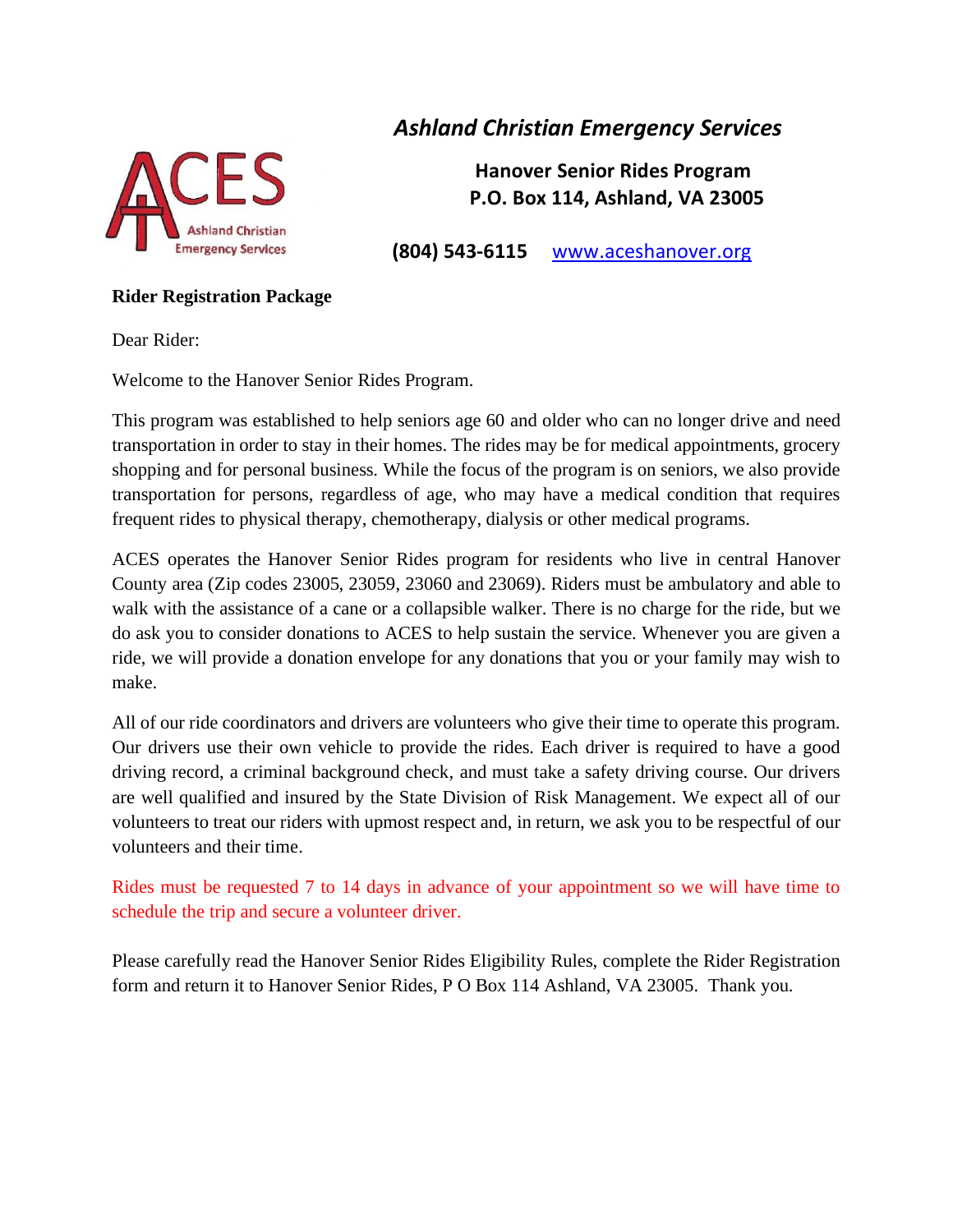# *Ashland Christian Emergency Services*

**Hanover Senior Rides Program**
**P.O. Box 114, Ashland, VA 23005**

**(804) 543-6115** www.aceshanover.org

**Rider Registration Package**

Dear Rider:

Welcome to the Hanover Senior Rides Program.

This program was established to help seniors age 60 and older who can no longer drive and need transportation in order to stay in their homes. The rides may be for medical appointments, grocery shopping and for personal business. While the focus of the program is on seniors, we also provide transportation for persons, regardless of age, who may have a medical condition that requires frequent rides to physical therapy, chemotherapy, dialysis or other medical programs.

ACES operates the Hanover Senior Rides program for residents who live in central Hanover County area (Zip codes 23005, 23059, 23060 and 23069). Riders must be ambulatory and able to walk with the assistance of a cane or a collapsible walker. There is no charge for the ride, but we do ask you to consider donations to ACES to help sustain the service. Whenever you are given a ride, we will provide a donation envelope for any donations that you or your family may wish to make.

All of our ride coordinators and drivers are volunteers who give their time to operate this program. Our drivers use their own vehicle to provide the rides. Each driver is required to have a good driving record, a criminal background check, and must take a safety driving course. Our drivers are well qualified and insured by the State Division of Risk Management. We expect all of our volunteers to treat our riders with upmost respect and, in return, we ask you to be respectful of our volunteers and their time.

Rides must be requested 7 to 14 days in advance of your appointment so we will have time to schedule the trip and secure a volunteer driver.

Please carefully read the Hanover Senior Rides Eligibility Rules, complete the Rider Registration form and return it to Hanover Senior Rides, P O Box 114 Ashland, VA 23005. Thank you.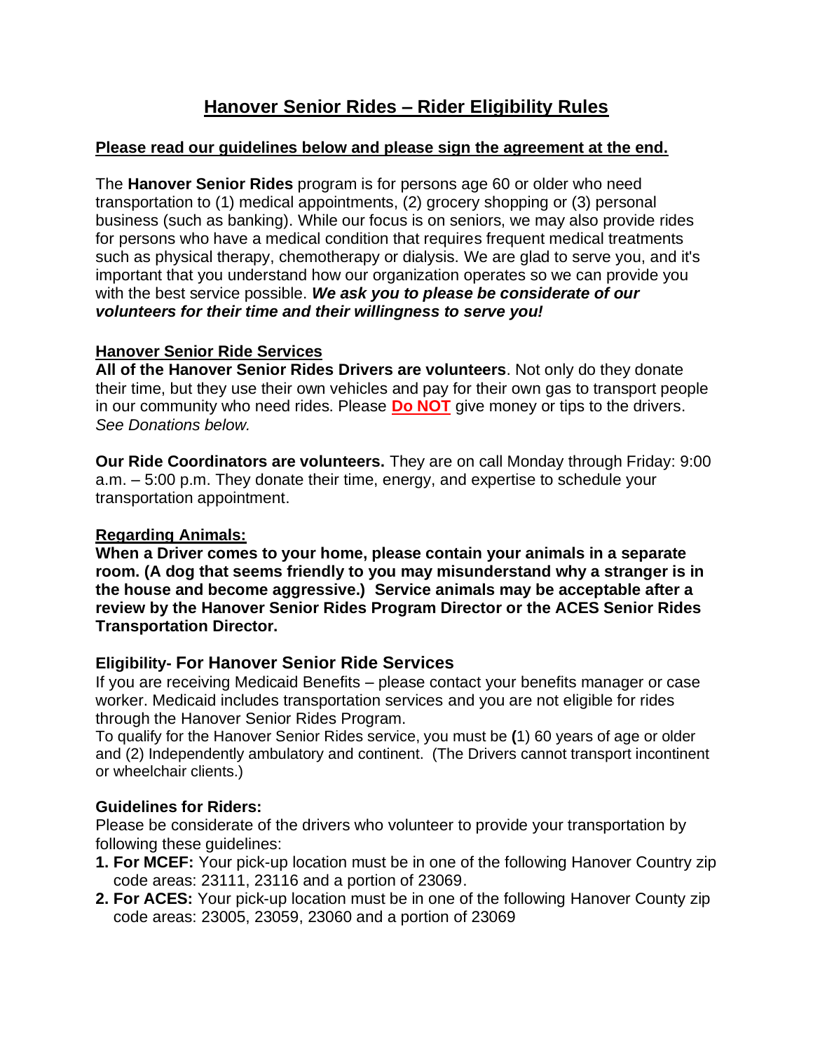# Hanover Senior Rides – Rider Eligibility Rules

**Please read our guidelines below and please sign the agreement at the end.**

The **Hanover Senior Rides** program is for persons age 60 or older who need transportation to (1) medical appointments, (2) grocery shopping or (3) personal business (such as banking). While our focus is on seniors, we may also provide rides for persons who have a medical condition that requires frequent medical treatments such as physical therapy, chemotherapy or dialysis. We are glad to serve you, and it's important that you understand how our organization operates so we can provide you with the best service possible. ***We ask you to please be considerate of our volunteers for their time and their willingness to serve you!***

## Hanover Senior Ride Services

**All of the Hanover Senior Rides Drivers are volunteers**. Not only do they donate their time, but they use their own vehicles and pay for their own gas to transport people in our community who need rides. Please **Do NOT** give money or tips to the drivers. *See Donations below.*

**Our Ride Coordinators are volunteers.** They are on call Monday through Friday: 9:00 a.m. – 5:00 p.m. They donate their time, energy, and expertise to schedule your transportation appointment.

## Regarding Animals:

**When a Driver comes to your home, please contain your animals in a separate room. (A dog that seems friendly to you may misunderstand why a stranger is in the house and become aggressive.) Service animals may be acceptable after a review by the Hanover Senior Rides Program Director or the ACES Senior Rides Transportation Director.**

## Eligibility- For Hanover Senior Ride Services

If you are receiving Medicaid Benefits – please contact your benefits manager or case worker. Medicaid includes transportation services and you are not eligible for rides through the Hanover Senior Rides Program.

To qualify for the Hanover Senior Rides service, you must be (1) 60 years of age or older and (2) Independently ambulatory and continent. (The Drivers cannot transport incontinent or wheelchair clients.)

### Guidelines for Riders:

Please be considerate of the drivers who volunteer to provide your transportation by following these guidelines:

1. **For MCEF:** Your pick-up location must be in one of the following Hanover Country zip code areas: 23111, 23116 and a portion of 23069.
2. **For ACES:** Your pick-up location must be in one of the following Hanover County zip code areas: 23005, 23059, 23060 and a portion of 23069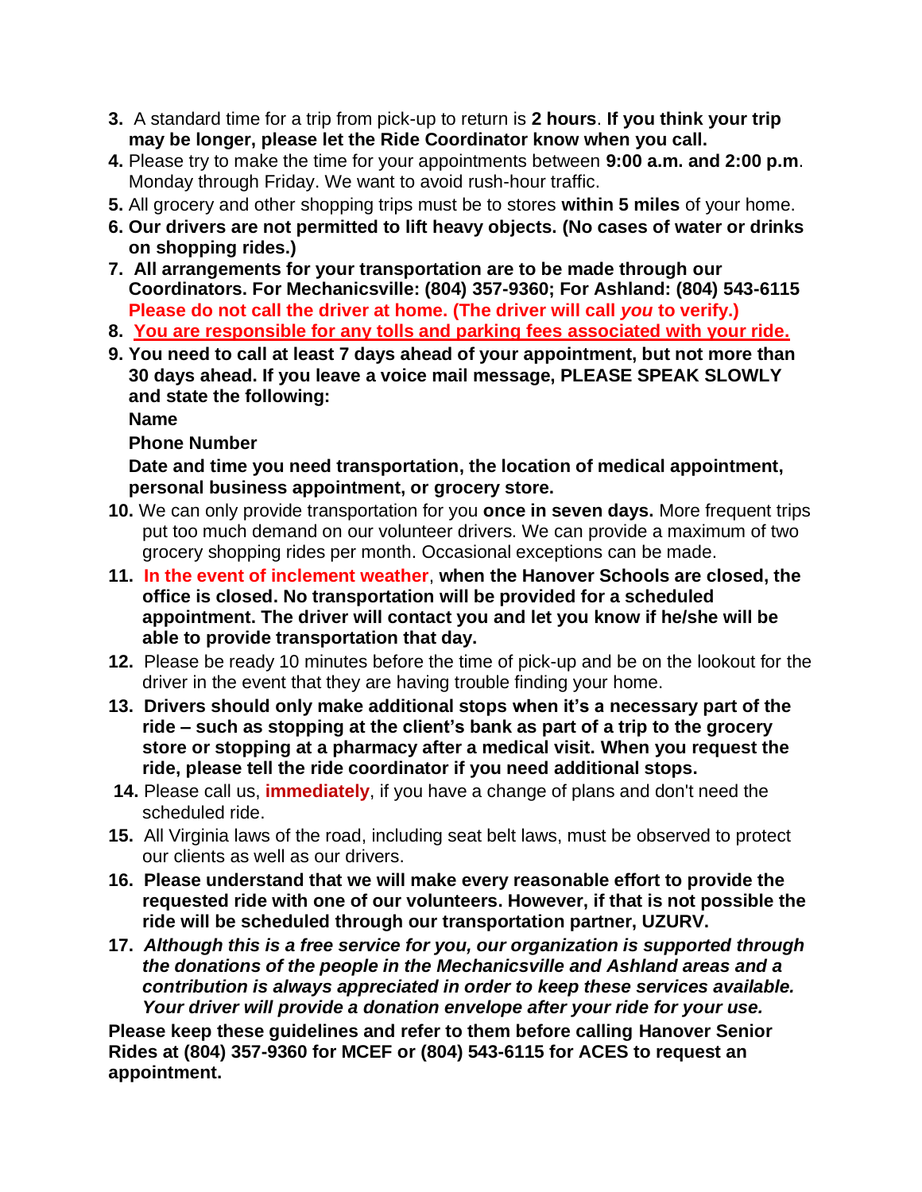3. A standard time for a trip from pick-up to return is **2 hours**. **If you think your trip may be longer, please let the Ride Coordinator know when you call.**
4. Please try to make the time for your appointments between **9:00 a.m. and 2:00 p.m**. Monday through Friday. We want to avoid rush-hour traffic.
5. All grocery and other shopping trips must be to stores **within 5 miles** of your home.
6. **Our drivers are not permitted to lift heavy objects. (No cases of water or drinks on shopping rides.)**
7. **All arrangements for your transportation are to be made through our Coordinators. For Mechanicsville: (804) 357-9360; For Ashland: (804) 543-6115 Please do not call the driver at home. (The driver will call *you* to verify.)**
8. **<u>You are responsible for any tolls and parking fees associated with your ride.</u>**
9. **You need to call at least 7 days ahead of your appointment, but not more than 30 days ahead. If you leave a voice mail message, PLEASE SPEAK SLOWLY and state the following:**

   **Name**

   **Phone Number**

   **Date and time you need transportation, the location of medical appointment, personal business appointment, or grocery store.**
10. We can only provide transportation for you **once in seven days.** More frequent trips put too much demand on our volunteer drivers. We can provide a maximum of two grocery shopping rides per month. Occasional exceptions can be made.
11. In the event of inclement weather, **when the Hanover Schools are closed, the office is closed. No transportation will be provided for a scheduled appointment. The driver will contact you and let you know if he/she will be able to provide transportation that day.**
12. Please be ready 10 minutes before the time of pick-up and be on the lookout for the driver in the event that they are having trouble finding your home.
13. **Drivers should only make additional stops when it's a necessary part of the ride – such as stopping at the client's bank as part of a trip to the grocery store or stopping at a pharmacy after a medical visit. When you request the ride, please tell the ride coordinator if you need additional stops.**
14. Please call us, **immediately**, if you have a change of plans and don't need the scheduled ride.
15. All Virginia laws of the road, including seat belt laws, must be observed to protect our clients as well as our drivers.
16. **Please understand that we will make every reasonable effort to provide the requested ride with one of our volunteers. However, if that is not possible the ride will be scheduled through our transportation partner, UZURV.**
17. ***Although this is a free service for you, our organization is supported through the donations of the people in the Mechanicsville and Ashland areas and a contribution is always appreciated in order to keep these services available. Your driver will provide a donation envelope after your ride for your use.***

**Please keep these guidelines and refer to them before calling Hanover Senior Rides at (804) 357-9360 for MCEF or (804) 543-6115 for ACES to request an appointment.**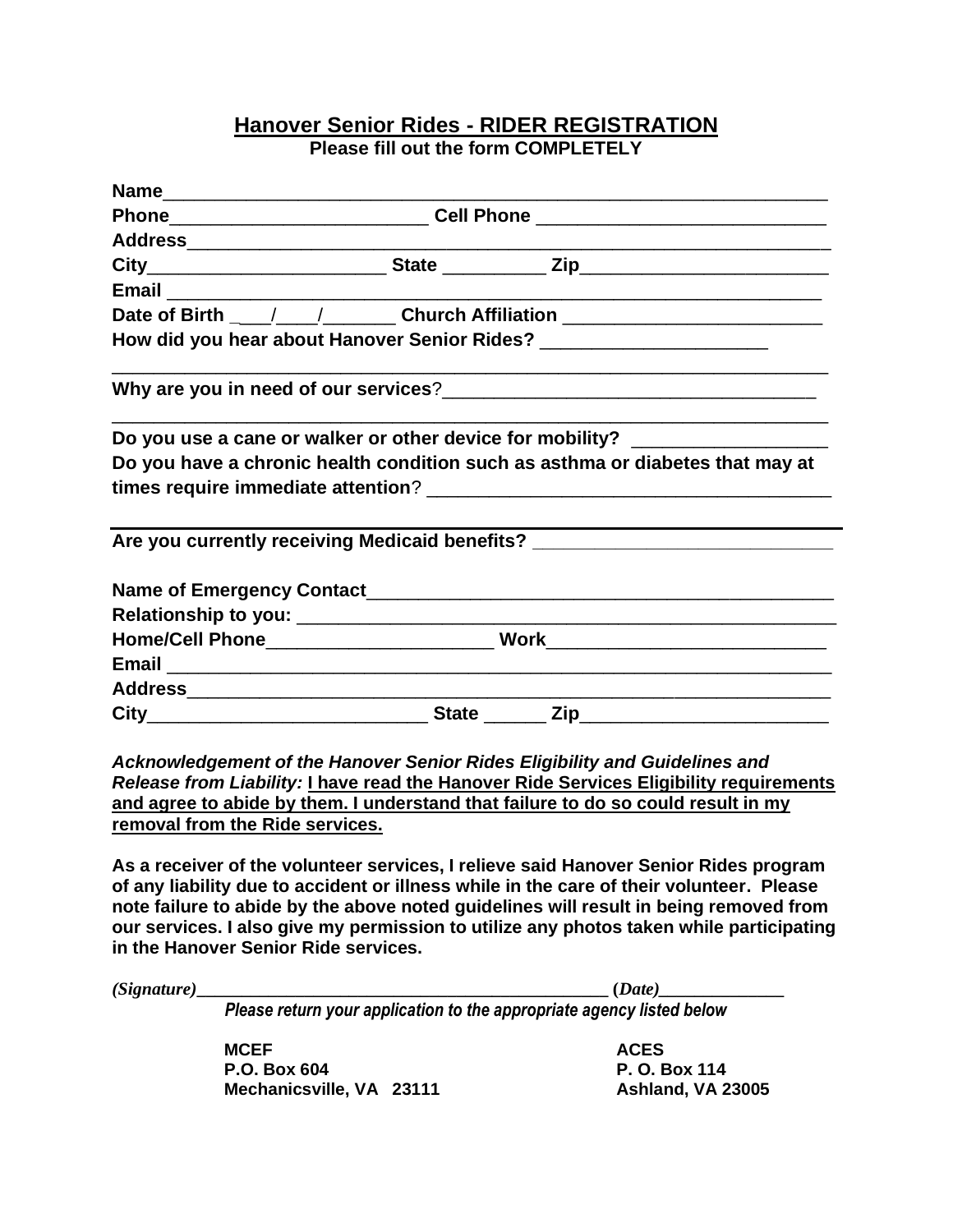## Hanover Senior Rides - RIDER REGISTRATION

**Please fill out the form COMPLETELY**

**Name**_____________________________________________________________

**Phone**________________________ **Cell Phone** ___________________________

**Address**___________________________________________________________

**City**______________________ **State** __________ **Zip**_______________________

**Email** _____________________________________________________________

**Date of Birth** _ ___/____/_______ **Church Affiliation** ________________________

**How did you hear about Hanover Senior Rides?** _____________________

_____________________________________________________________________

**Why are you in need of our services**?___________________________________

_____________________________________________________________________

**Do you use a cane or walker or other device for mobility?** __________________

**Do you have a chronic health condition such as asthma or diabetes that may at times require immediate attention**? _____________________________________

_____________________________________________________________________

**Are you currently receiving Medicaid benefits?** ___________________________

**Name of Emergency Contact**___________________________________________

**Relationship to you:** _________________________________________________

**Home/Cell Phone**_____________________ **Work**__________________________

**Email** _____________________________________________________________

**Address**___________________________________________________________

**City**__________________________ **State** ______ **Zip**_______________________

***Acknowledgement of the Hanover Senior Rides Eligibility and Guidelines and Release from Liability:*** **I have read the Hanover Ride Services Eligibility requirements and agree to abide by them. I understand that failure to do so could result in my removal from the Ride services.**

**As a receiver of the volunteer services, I relieve said Hanover Senior Rides program of any liability due to accident or illness while in the care of their volunteer. Please note failure to abide by the above noted guidelines will result in being removed from our services. I also give my permission to utilize any photos taken while participating in the Hanover Senior Ride services.**

***(Signature)***_____________________________________________ **(*Date)*___________**

***Please return your application to the appropriate agency listed below***

**MCEF**
**P.O. Box 604**
**Mechanicsville, VA 23111**

**ACES**
**P. O. Box 114**
**Ashland, VA 23005**